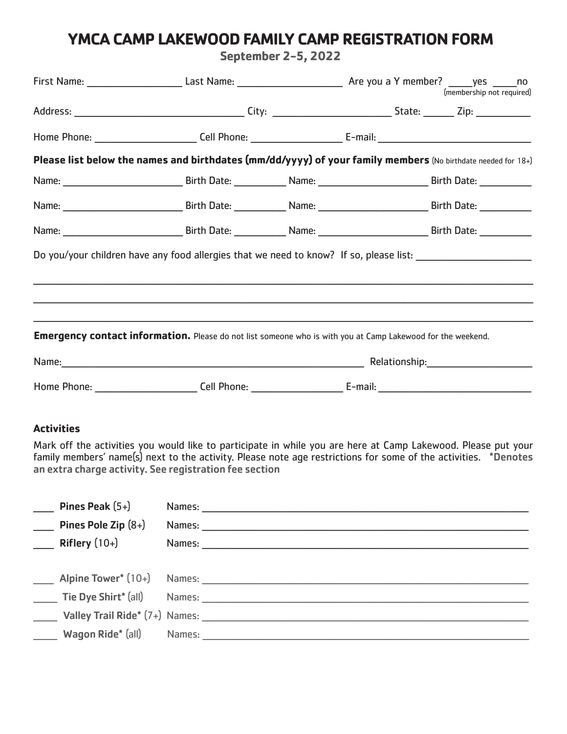# YMCA CAMP LAKEWOOD FAMILY CAMP REGISTRATION FORM

**September 2-5, 2022**

First Name: ________________ Last Name: ________________ Are you a Y member? _____yes _____no (membership not required)

Address: ______________________________ City: ____________________ State: ______ Zip: __________

Home Phone: __________________ Cell Phone: ________________ E-mail: __________________________

**Please list below the names and birthdates (mm/dd/yyyy) of your family members** (No birthdate needed for 18+)

Name: ____________________ Birth Date: _________ Name: ____________________ Birth Date: _________

Name: ____________________ Birth Date: _________ Name: ____________________ Birth Date: _________

Name: ____________________ Birth Date: _________ Name: ____________________ Birth Date: _________

Do you/your children have any food allergies that we need to know? If so, please list: ____________________

______________________________________________________________________________

______________________________________________________________________________

______________________________________________________________________________

**Emergency contact information.** Please do not list someone who is with you at Camp Lakewood for the weekend.

Name:______________________________________________________ Relationship:____________________

Home Phone: __________________ Cell Phone: ________________ E-mail: __________________________

### Activities

Mark off the activities you would like to participate in while you are here at Camp Lakewood. Please put your family members' name(s) next to the activity. Please note age restrictions for some of the activities. **\*Denotes an extra charge activity. See registration fee section**

____ **Pines Peak** (5+) Names: ______________________________________________________________

____ **Pines Pole Zip** (8+) Names: ______________________________________________________________

____ **Riflery** (10+) Names: ______________________________________________________________

____ **Alpine Tower\*** (10+) Names: ______________________________________________________________

____ **Tie Dye Shirt\*** (all) Names: ______________________________________________________________

____ **Valley Trail Ride\*** (7+) Names: ______________________________________________________________

____ **Wagon Ride\*** (all) Names: ______________________________________________________________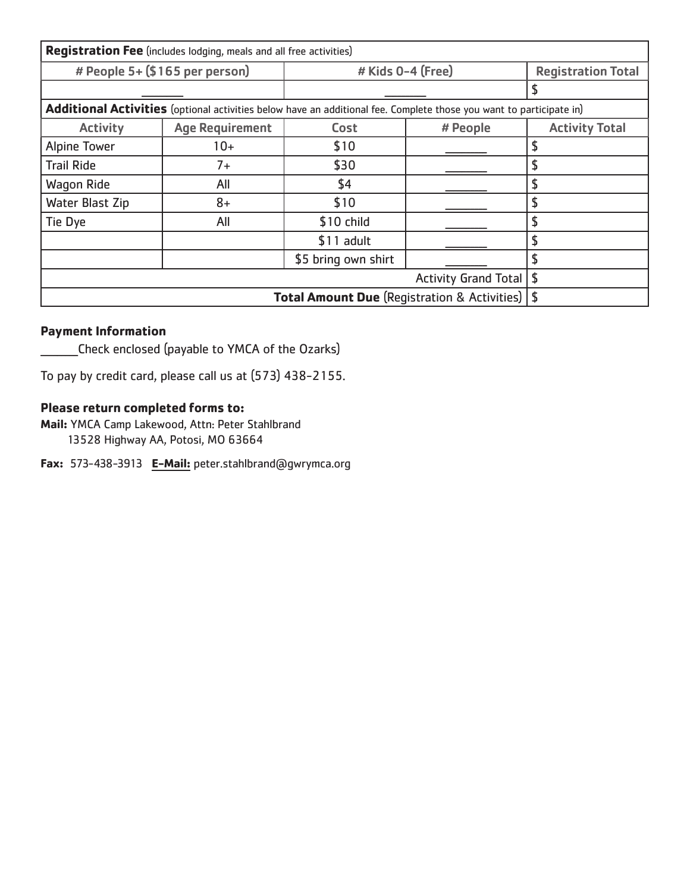| **Registration Fee** (includes lodging, meals and all free activities) | | | | |
|---|---|---|---|---|
| # People 5+ ($165 per person) | | # Kids 0-4 (Free) | | Registration Total |
| ______ | | ______ | | $ |
| **Additional Activities** (optional activities below have an additional fee. Complete those you want to participate in) | | | | |
| Activity | Age Requirement | Cost | # People | Activity Total |
| Alpine Tower | 10+ | $10 | ______ | $ |
| Trail Ride | 7+ | $30 | ______ | $ |
| Wagon Ride | All | $4 | ______ | $ |
| Water Blast Zip | 8+ | $10 | ______ | $ |
| Tie Dye | All | $10 child | ______ | $ |
| | | $11 adult | ______ | $ |
| | | $5 bring own shirt | ______ | $ |
| | | | Activity Grand Total | $ |
| | | | **Total Amount Due** (Registration & Activities) | $ |

**Payment Information**

______Check enclosed (payable to YMCA of the Ozarks)

To pay by credit card, please call us at (573) 438-2155.

**Please return completed forms to:**

**Mail:** YMCA Camp Lakewood, Attn: Peter Stahlbrand
13528 Highway AA, Potosi, MO 63664

**Fax:** 573-438-3913 **E-Mail:** peter.stahlbrand@gwrymca.org